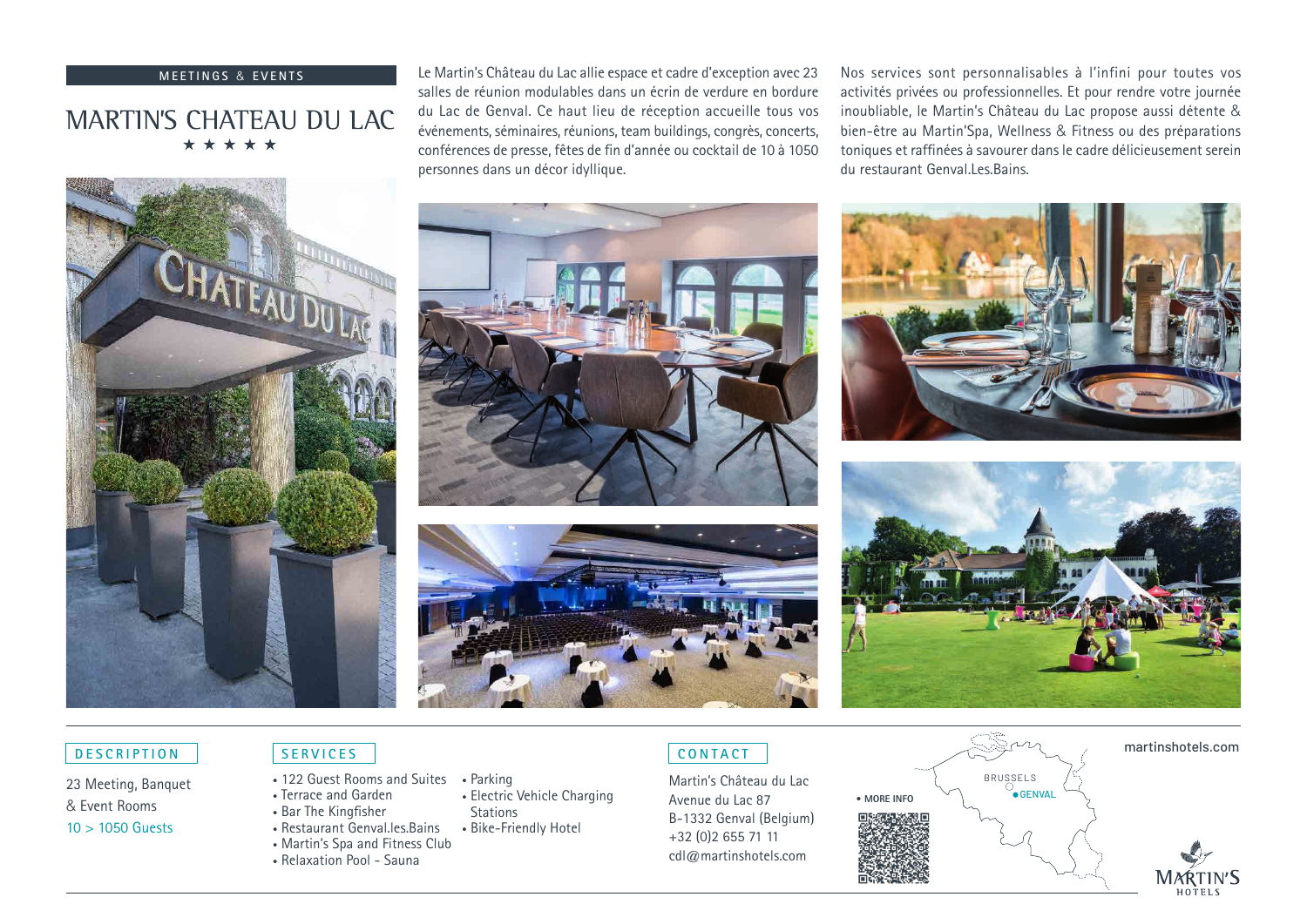MEETINGS & EVENTS

# MARTIN'S CHATEAU DU LAC

★ ★ ★ ★ ★

Le Martin's Château du Lac allie espace et cadre d'exception avec 23 salles de réunion modulables dans un écrin de verdure en bordure du Lac de Genval. Ce haut lieu de réception accueille tous vos événements, séminaires, réunions, team buildings, congrès, concerts, conférences de presse, fêtes de fin d'année ou cocktail de 10 à 1050 personnes dans un décor idyllique.

Nos services sont personnalisables à l'infini pour toutes vos activités privées ou professionnelles. Et pour rendre votre journée inoubliable, le Martin's Château du Lac propose aussi détente & bien-être au Martin'Spa, Wellness & Fitness ou des préparations toniques et raffinées à savourer dans le cadre délicieusement serein du restaurant Genval.Les.Bains.

## DESCRIPTION

23 Meeting, Banquet & Event Rooms

10 > 1050 Guests

## SERVICES

- 122 Guest Rooms and Suites
- Terrace and Garden
- Bar The Kingfisher
- Restaurant Genval.les.Bains
- Martin's Spa and Fitness Club
- Relaxation Pool - Sauna
- Parking
- Electric Vehicle Charging Stations
- Bike-Friendly Hotel

## CONTACT

Martin's Château du Lac
Avenue du Lac 87
B-1332 Genval (Belgium)
+32 (0)2 655 71 11
cdl@martinshotels.com

• MORE INFO

BRUSSELS
GENVAL

martinshotels.com

MARTIN'S HOTELS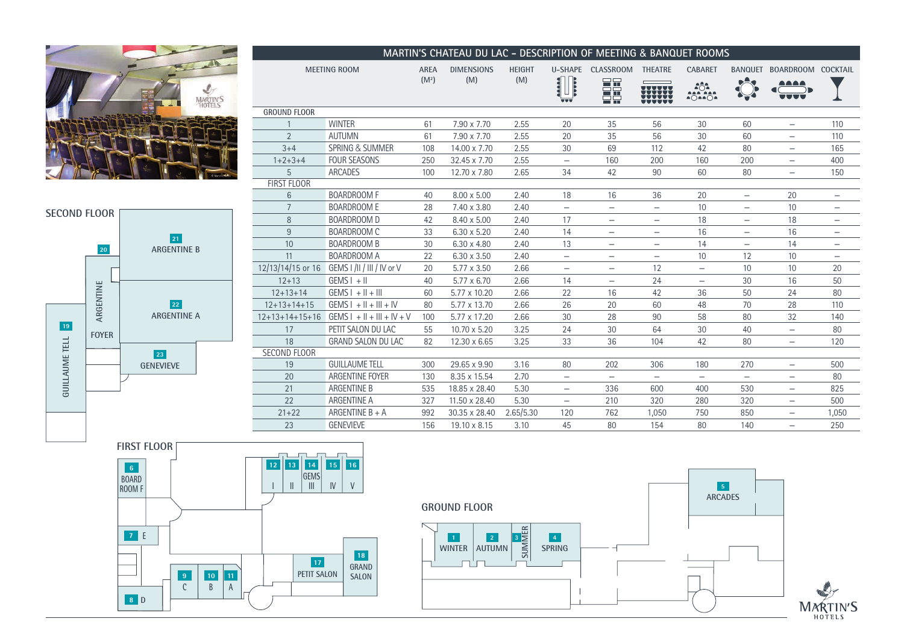# MARTIN'S CHATEAU DU LAC - DESCRIPTION OF MEETING & BANQUET ROOMS

| | MEETING ROOM | AREA (M²) | DIMENSIONS (M) | HEIGHT (M) | U-SHAPE | CLASSROOM | THEATRE | CABARET | BANQUET | BOARDROOM | COCKTAIL |
|---|---|---|---|---|---|---|---|---|---|---|---|
| GROUND FLOOR | | | | | | | | | | | |
| 1 | WINTER | 61 | 7.90 x 7.70 | 2.55 | 20 | 35 | 56 | 30 | 60 | – | 110 |
| 2 | AUTUMN | 61 | 7.90 x 7.70 | 2.55 | 20 | 35 | 56 | 30 | 60 | – | 110 |
| 3+4 | SPRING & SUMMER | 108 | 14.00 x 7.70 | 2.55 | 30 | 69 | 112 | 42 | 80 | – | 165 |
| 1+2+3+4 | FOUR SEASONS | 250 | 32.45 x 7.70 | 2.55 | – | 160 | 200 | 160 | 200 | – | 400 |
| 5 | ARCADES | 100 | 12.70 x 7.80 | 2.65 | 34 | 42 | 90 | 60 | 80 | – | 150 |
| FIRST FLOOR | | | | | | | | | | | |
| 6 | BOARDROOM F | 40 | 8.00 x 5.00 | 2.40 | 18 | 16 | 36 | 20 | – | 20 | – |
| 7 | BOARDROOM E | 28 | 7.40 x 3.80 | 2.40 | – | – | – | 10 | – | 10 | – |
| 8 | BOARDROOM D | 42 | 8.40 x 5.00 | 2.40 | 17 | – | – | 18 | – | 18 | – |
| 9 | BOARDROOM C | 33 | 6.30 x 5.20 | 2.40 | 14 | – | – | 16 | – | 16 | – |
| 10 | BOARDROOM B | 30 | 6.30 x 4.80 | 2.40 | 13 | – | – | 14 | – | 14 | – |
| 11 | BOARDROOM A | 22 | 6.30 x 3.50 | 2.40 | – | – | – | 10 | 12 | 10 | – |
| 12/13/14/15 or 16 | GEMS I /II / III / IV or V | 20 | 5.77 x 3.50 | 2.66 | – | – | 12 | – | 10 | 10 | 20 |
| 12+13 | GEMS I + II | 40 | 5.77 x 6.70 | 2.66 | 14 | – | 24 | – | 30 | 16 | 50 |
| 12+13+14 | GEMS I + II + III | 60 | 5.77 x 10.20 | 2.66 | 22 | 16 | 42 | 36 | 50 | 24 | 80 |
| 12+13+14+15 | GEMS I + II + III + IV | 80 | 5.77 x 13.70 | 2.66 | 26 | 20 | 60 | 48 | 70 | 28 | 110 |
| 12+13+14+15+16 | GEMS I + II + III + IV + V | 100 | 5.77 x 17.20 | 2.66 | 30 | 28 | 90 | 58 | 80 | 32 | 140 |
| 17 | PETIT SALON DU LAC | 55 | 10.70 x 5.20 | 3.25 | 24 | 30 | 64 | 30 | 40 | – | 80 |
| 18 | GRAND SALON DU LAC | 82 | 12.30 x 6.65 | 3.25 | 33 | 36 | 104 | 42 | 80 | – | 120 |
| SECOND FLOOR | | | | | | | | | | | |
| 19 | GUILLAUME TELL | 300 | 29.65 x 9.90 | 3.16 | 80 | 202 | 306 | 180 | 270 | – | 500 |
| 20 | ARGENTINE FOYER | 130 | 8.35 x 15.54 | 2.70 | – | – | – | – | – | – | 80 |
| 21 | ARGENTINE B | 535 | 18.85 x 28.40 | 5.30 | – | 336 | 600 | 400 | 530 | – | 825 |
| 22 | ARGENTINE A | 327 | 11.50 x 28.40 | 5.30 | – | 210 | 320 | 280 | 320 | – | 500 |
| 21+22 | ARGENTINE B + A | 992 | 30.35 x 28.40 | 2.65/5.30 | 120 | 762 | 1,050 | 750 | 850 | – | 1,050 |
| 23 | GENEVIEVE | 156 | 19.10 x 8.15 | 3.10 | 45 | 80 | 154 | 80 | 140 | – | 250 |

## SECOND FLOOR

19 GUILLAUME TELL, 20 ARGENTINE FOYER, 21 ARGENTINE B, 22 ARGENTINE A, 23 GENEVIEVE

## FIRST FLOOR

6 BOARD ROOM F, 7 E, 8 D, 9 C, 10 B, 11 A, 12 I, 13 II, 14 GEMS III, 15 IV, 16 V, 17 PETIT SALON, 18 GRAND SALON

## GROUND FLOOR

1 WINTER, 2 AUTUMN, 3 SUMMER, 4 SPRING, 5 ARCADES

MARTIN'S HOTELS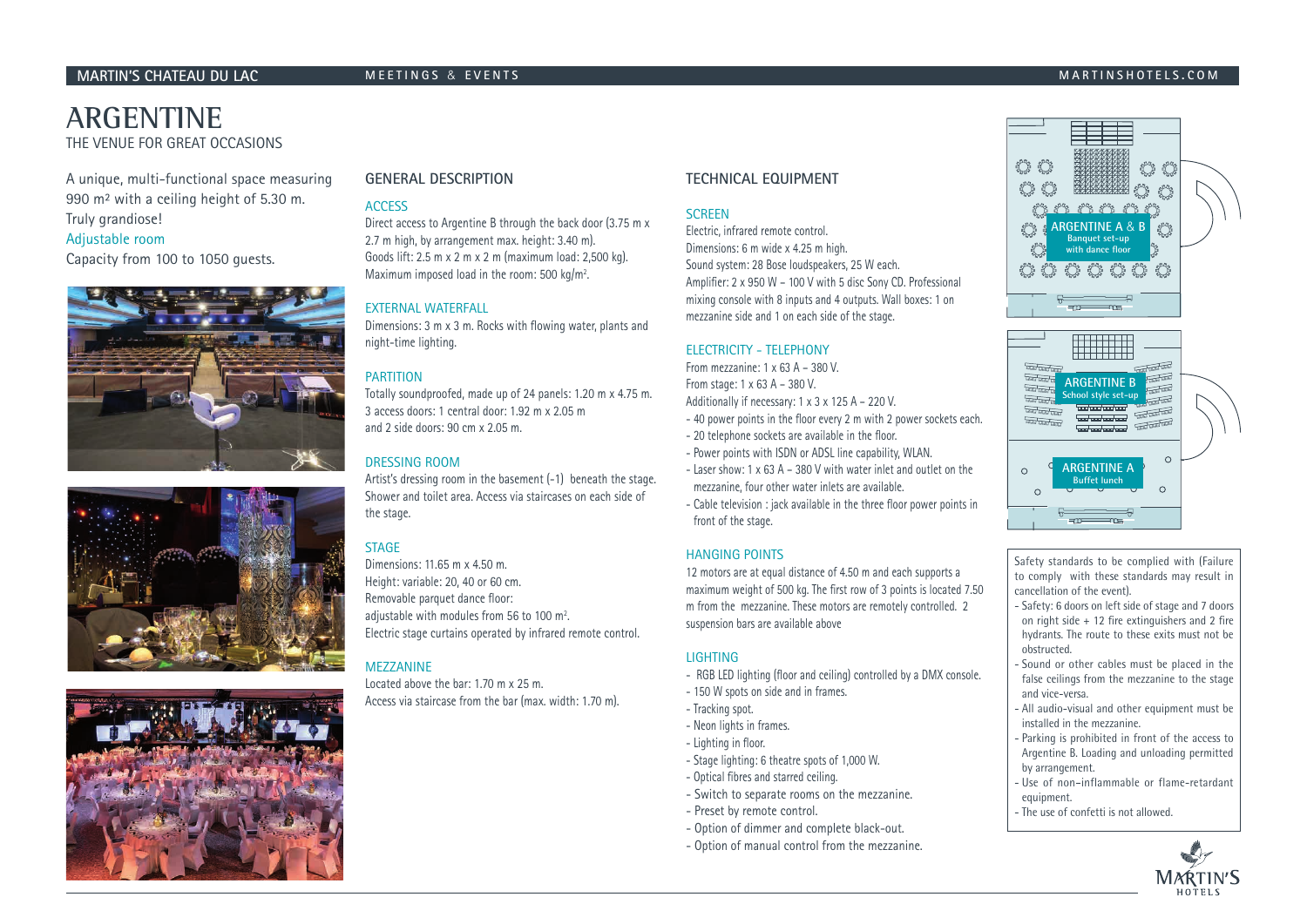# ARGENTINE

THE VENUE FOR GREAT OCCASIONS

A unique, multi-functional space measuring 990 m² with a ceiling height of 5.30 m. Truly grandiose!

Adjustable room

Capacity from 100 to 1050 guests.

## GENERAL DESCRIPTION

### ACCESS

Direct access to Argentine B through the back door (3.75 m x 2.7 m high, by arrangement max. height: 3.40 m).
Goods lift: 2.5 m x 2 m x 2 m (maximum load: 2,500 kg).
Maximum imposed load in the room: 500 kg/m².

### EXTERNAL WATERFALL

Dimensions: 3 m x 3 m. Rocks with flowing water, plants and night-time lighting.

### PARTITION

Totally soundproofed, made up of 24 panels: 1.20 m x 4.75 m.
3 access doors: 1 central door: 1.92 m x 2.05 m and 2 side doors: 90 cm x 2.05 m.

### DRESSING ROOM

Artist's dressing room in the basement (-1) beneath the stage. Shower and toilet area. Access via staircases on each side of the stage.

### STAGE

Dimensions: 11.65 m x 4.50 m.
Height: variable: 20, 40 or 60 cm.
Removable parquet dance floor:
adjustable with modules from 56 to 100 m².
Electric stage curtains operated by infrared remote control.

### MEZZANINE

Located above the bar: 1.70 m x 25 m.
Access via staircase from the bar (max. width: 1.70 m).

## TECHNICAL EQUIPMENT

### SCREEN

Electric, infrared remote control.
Dimensions: 6 m wide x 4.25 m high.
Sound system: 28 Bose loudspeakers, 25 W each.
Amplifier: 2 x 950 W – 100 V with 5 disc Sony CD. Professional mixing console with 8 inputs and 4 outputs. Wall boxes: 1 on mezzanine side and 1 on each side of the stage.

### ELECTRICITY - TELEPHONY

From mezzanine: 1 x 63 A – 380 V.
From stage: 1 x 63 A – 380 V.
Additionally if necessary: 1 x 3 x 125 A – 220 V.

- 40 power points in the floor every 2 m with 2 power sockets each.
- 20 telephone sockets are available in the floor.
- Power points with ISDN or ADSL line capability, WLAN.
- Laser show: 1 x 63 A – 380 V with water inlet and outlet on the mezzanine, four other water inlets are available.
- Cable television : jack available in the three floor power points in front of the stage.

### HANGING POINTS

12 motors are at equal distance of 4.50 m and each supports a maximum weight of 500 kg. The first row of 3 points is located 7.50 m from the mezzanine. These motors are remotely controlled. 2 suspension bars are available above

### LIGHTING

- RGB LED lighting (floor and ceiling) controlled by a DMX console.
- 150 W spots on side and in frames.
- Tracking spot.
- Neon lights in frames.
- Lighting in floor.
- Stage lighting: 6 theatre spots of 1,000 W.
- Optical fibres and starred ceiling.
- Switch to separate rooms on the mezzanine.
- Preset by remote control.
- Option of dimmer and complete black-out.
- Option of manual control from the mezzanine.

ARGENTINE A & B
Banquet set-up with dance floor

ARGENTINE B
School style set-up

ARGENTINE A
Buffet lunch

Safety standards to be complied with (Failure to comply with these standards may result in cancellation of the event).

- Safety: 6 doors on left side of stage and 7 doors on right side + 12 fire extinguishers and 2 fire hydrants. The route to these exits must not be obstructed.
- Sound or other cables must be placed in the false ceilings from the mezzanine to the stage and vice-versa.
- All audio-visual and other equipment must be installed in the mezzanine.
- Parking is prohibited in front of the access to Argentine B. Loading and unloading permitted by arrangement.
- Use of non-inflammable or flame-retardant equipment.
- The use of confetti is not allowed.